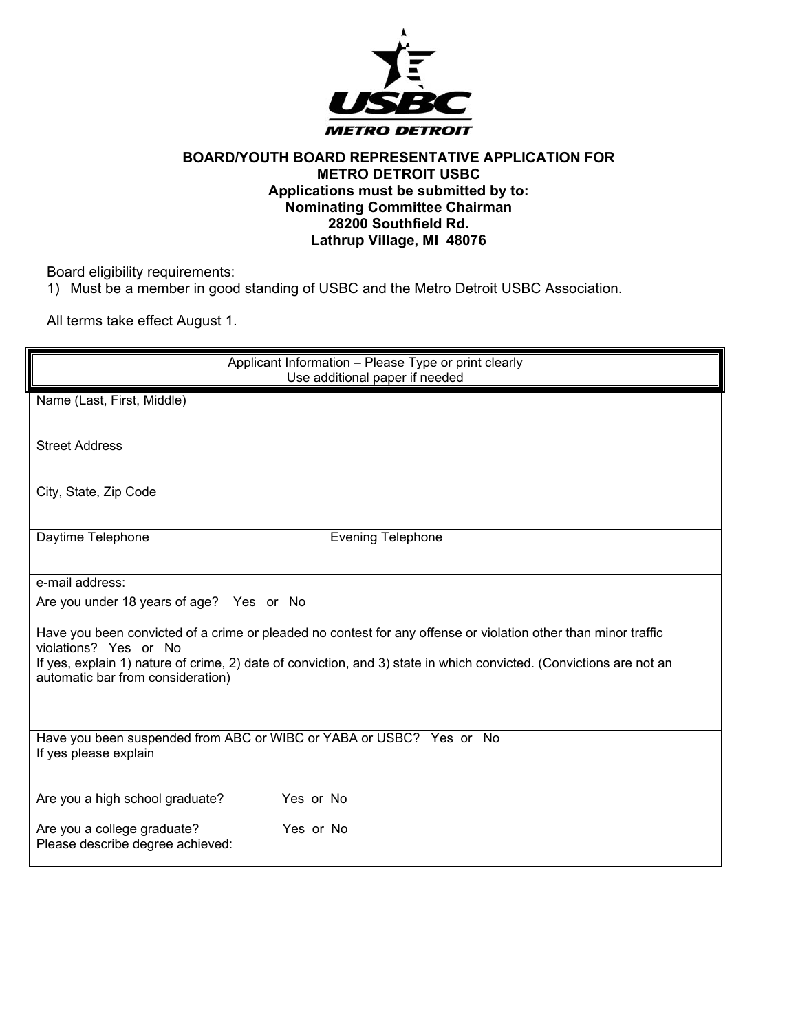USBC METRO DETROIT

**BOARD/YOUTH BOARD REPRESENTATIVE APPLICATION FOR METRO DETROIT USBC**
**Applications must be submitted by to:**
**Nominating Committee Chairman**
**28200 Southfield Rd.**
**Lathrup Village, MI 48076**

Board eligibility requirements:

1) Must be a member in good standing of USBC and the Metro Detroit USBC Association.

All terms take effect August 1.

| Applicant Information – Please Type or print clearly<br>Use additional paper if needed |
|---|
| Name (Last, First, Middle) |
| Street Address |
| City, State, Zip Code |
| Daytime Telephone &nbsp;&nbsp;&nbsp;&nbsp;&nbsp;&nbsp;&nbsp;&nbsp; Evening Telephone |
| e-mail address: |
| Are you under 18 years of age? Yes or No |
| Have you been convicted of a crime or pleaded no contest for any offense or violation other than minor traffic violations? Yes or No<br>If yes, explain 1) nature of crime, 2) date of conviction, and 3) state in which convicted. (Convictions are not an automatic bar from consideration) |
| Have you been suspended from ABC or WIBC or YABA or USBC? Yes or No<br>If yes please explain |
| Are you a high school graduate? Yes or No<br><br>Are you a college graduate? Yes or No<br>Please describe degree achieved: |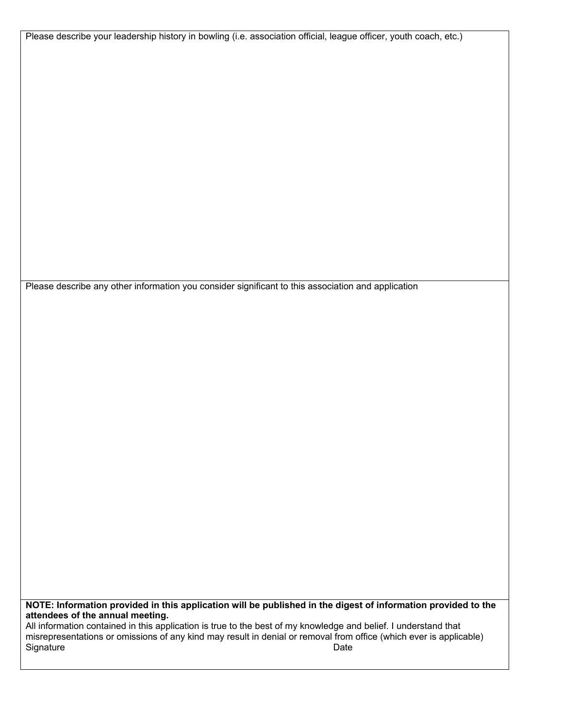Please describe your leadership history in bowling (i.e. association official, league officer, youth coach, etc.)

Please describe any other information you consider significant to this association and application

**NOTE: Information provided in this application will be published in the digest of information provided to the attendees of the annual meeting.**

All information contained in this application is true to the best of my knowledge and belief. I understand that misrepresentations or omissions of any kind may result in denial or removal from office (which ever is applicable)

Signature Date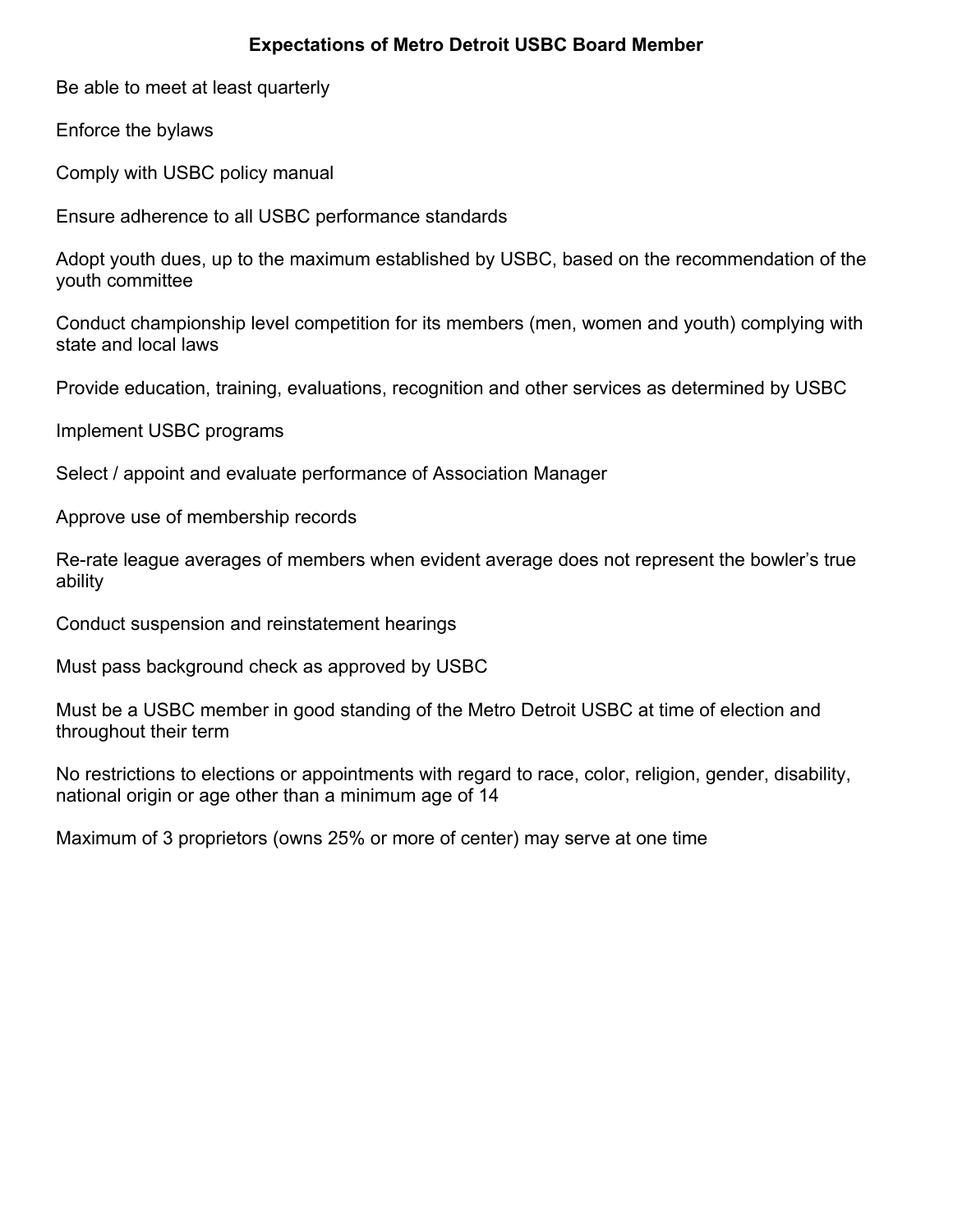# Expectations of Metro Detroit USBC Board Member

Be able to meet at least quarterly

Enforce the bylaws

Comply with USBC policy manual

Ensure adherence to all USBC performance standards

Adopt youth dues, up to the maximum established by USBC, based on the recommendation of the youth committee

Conduct championship level competition for its members (men, women and youth) complying with state and local laws

Provide education, training, evaluations, recognition and other services as determined by USBC

Implement USBC programs

Select / appoint and evaluate performance of Association Manager

Approve use of membership records

Re-rate league averages of members when evident average does not represent the bowler's true ability

Conduct suspension and reinstatement hearings

Must pass background check as approved by USBC

Must be a USBC member in good standing of the Metro Detroit USBC at time of election and throughout their term

No restrictions to elections or appointments with regard to race, color, religion, gender, disability, national origin or age other than a minimum age of 14

Maximum of 3 proprietors (owns 25% or more of center) may serve at one time